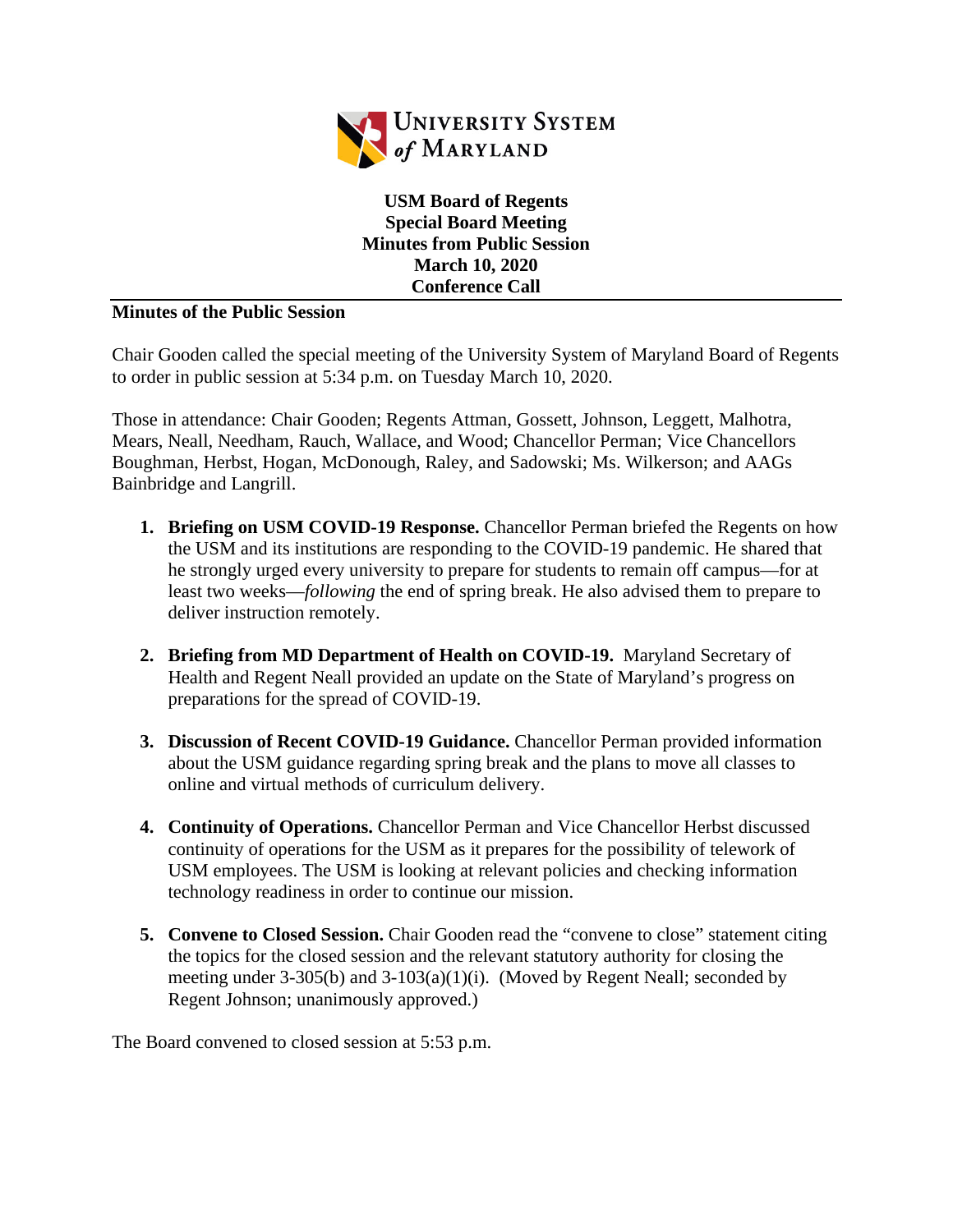UNIVERSITY SYSTEM *of* MARYLAND

**USM Board of Regents**
**Special Board Meeting**
**Minutes from Public Session**
**March 10, 2020**
**Conference Call**

**Minutes of the Public Session**

Chair Gooden called the special meeting of the University System of Maryland Board of Regents to order in public session at 5:34 p.m. on Tuesday March 10, 2020.

Those in attendance: Chair Gooden; Regents Attman, Gossett, Johnson, Leggett, Malhotra, Mears, Neall, Needham, Rauch, Wallace, and Wood; Chancellor Perman; Vice Chancellors Boughman, Herbst, Hogan, McDonough, Raley, and Sadowski; Ms. Wilkerson; and AAGs Bainbridge and Langrill.

1. **Briefing on USM COVID-19 Response.** Chancellor Perman briefed the Regents on how the USM and its institutions are responding to the COVID-19 pandemic. He shared that he strongly urged every university to prepare for students to remain off campus—for at least two weeks—*following* the end of spring break. He also advised them to prepare to deliver instruction remotely.

2. **Briefing from MD Department of Health on COVID-19.** Maryland Secretary of Health and Regent Neall provided an update on the State of Maryland's progress on preparations for the spread of COVID-19.

3. **Discussion of Recent COVID-19 Guidance.** Chancellor Perman provided information about the USM guidance regarding spring break and the plans to move all classes to online and virtual methods of curriculum delivery.

4. **Continuity of Operations.** Chancellor Perman and Vice Chancellor Herbst discussed continuity of operations for the USM as it prepares for the possibility of telework of USM employees. The USM is looking at relevant policies and checking information technology readiness in order to continue our mission.

5. **Convene to Closed Session.** Chair Gooden read the "convene to close" statement citing the topics for the closed session and the relevant statutory authority for closing the meeting under 3-305(b) and 3-103(a)(1)(i). (Moved by Regent Neall; seconded by Regent Johnson; unanimously approved.)

The Board convened to closed session at 5:53 p.m.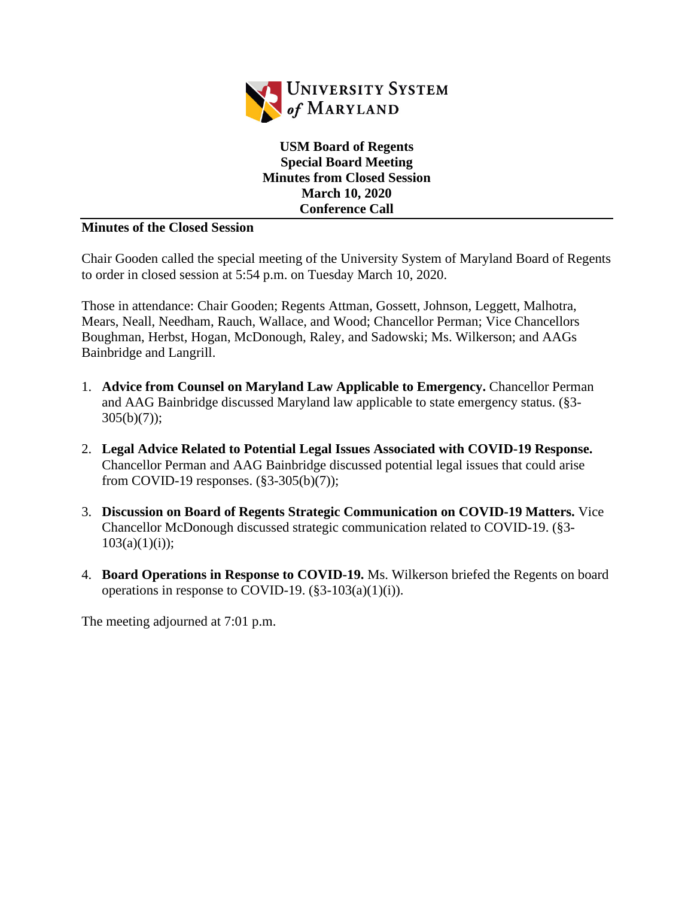**USM Board of Regents**
**Special Board Meeting**
**Minutes from Closed Session**
**March 10, 2020**
**Conference Call**

**Minutes of the Closed Session**

Chair Gooden called the special meeting of the University System of Maryland Board of Regents to order in closed session at 5:54 p.m. on Tuesday March 10, 2020.

Those in attendance: Chair Gooden; Regents Attman, Gossett, Johnson, Leggett, Malhotra, Mears, Neall, Needham, Rauch, Wallace, and Wood; Chancellor Perman; Vice Chancellors Boughman, Herbst, Hogan, McDonough, Raley, and Sadowski; Ms. Wilkerson; and AAGs Bainbridge and Langrill.

1. **Advice from Counsel on Maryland Law Applicable to Emergency.** Chancellor Perman and AAG Bainbridge discussed Maryland law applicable to state emergency status. (§3-305(b)(7));

2. **Legal Advice Related to Potential Legal Issues Associated with COVID-19 Response.** Chancellor Perman and AAG Bainbridge discussed potential legal issues that could arise from COVID-19 responses. (§3-305(b)(7));

3. **Discussion on Board of Regents Strategic Communication on COVID-19 Matters.** Vice Chancellor McDonough discussed strategic communication related to COVID-19. (§3-103(a)(1)(i));

4. **Board Operations in Response to COVID-19.** Ms. Wilkerson briefed the Regents on board operations in response to COVID-19. (§3-103(a)(1)(i)).

The meeting adjourned at 7:01 p.m.